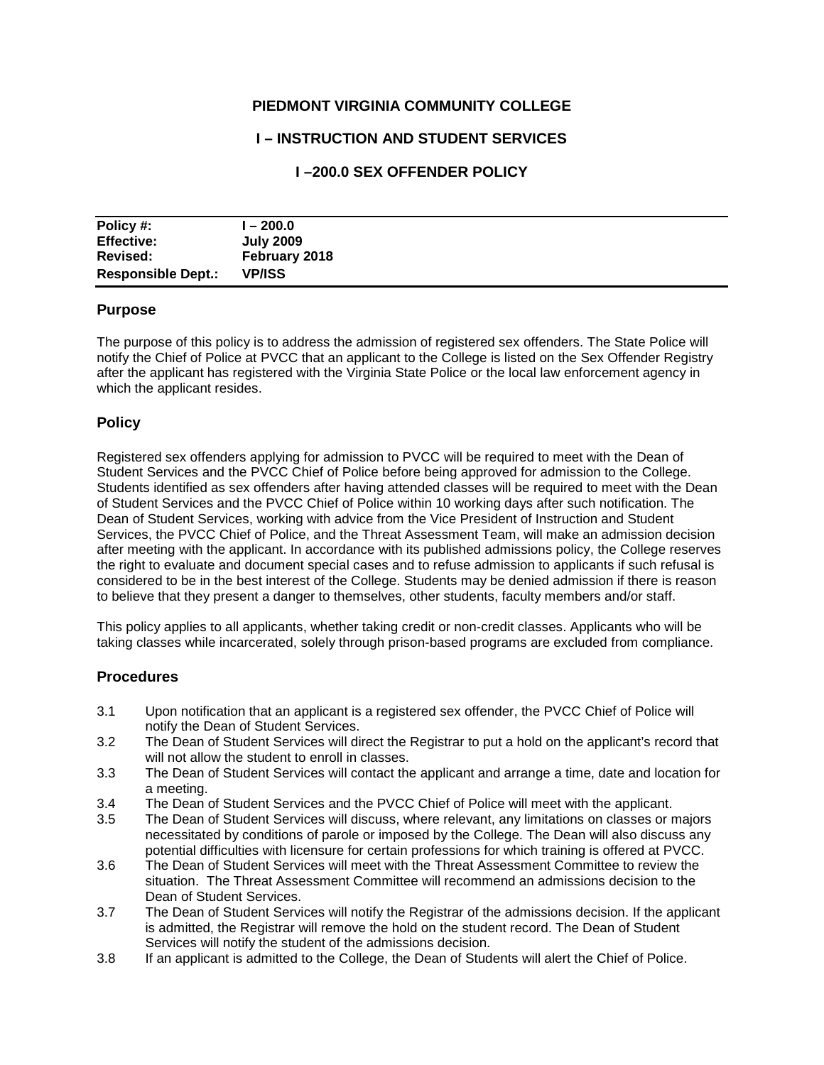# PIEDMONT VIRGINIA COMMUNITY COLLEGE

## I – INSTRUCTION AND STUDENT SERVICES

## I –200.0 SEX OFFENDER POLICY

| | |
|---|---|
| **Policy #:** | **I – 200.0** |
| **Effective:** | **July 2009** |
| **Revised:** | **February 2018** |
| **Responsible Dept.:** | **VP/ISS** |

### Purpose

The purpose of this policy is to address the admission of registered sex offenders. The State Police will notify the Chief of Police at PVCC that an applicant to the College is listed on the Sex Offender Registry after the applicant has registered with the Virginia State Police or the local law enforcement agency in which the applicant resides.

### Policy

Registered sex offenders applying for admission to PVCC will be required to meet with the Dean of Student Services and the PVCC Chief of Police before being approved for admission to the College. Students identified as sex offenders after having attended classes will be required to meet with the Dean of Student Services and the PVCC Chief of Police within 10 working days after such notification. The Dean of Student Services, working with advice from the Vice President of Instruction and Student Services, the PVCC Chief of Police, and the Threat Assessment Team, will make an admission decision after meeting with the applicant. In accordance with its published admissions policy, the College reserves the right to evaluate and document special cases and to refuse admission to applicants if such refusal is considered to be in the best interest of the College. Students may be denied admission if there is reason to believe that they present a danger to themselves, other students, faculty members and/or staff.

This policy applies to all applicants, whether taking credit or non-credit classes. Applicants who will be taking classes while incarcerated, solely through prison-based programs are excluded from compliance.

### Procedures

3.1 Upon notification that an applicant is a registered sex offender, the PVCC Chief of Police will notify the Dean of Student Services.

3.2 The Dean of Student Services will direct the Registrar to put a hold on the applicant's record that will not allow the student to enroll in classes.

3.3 The Dean of Student Services will contact the applicant and arrange a time, date and location for a meeting.

3.4 The Dean of Student Services and the PVCC Chief of Police will meet with the applicant.

3.5 The Dean of Student Services will discuss, where relevant, any limitations on classes or majors necessitated by conditions of parole or imposed by the College. The Dean will also discuss any potential difficulties with licensure for certain professions for which training is offered at PVCC.

3.6 The Dean of Student Services will meet with the Threat Assessment Committee to review the situation. The Threat Assessment Committee will recommend an admissions decision to the Dean of Student Services.

3.7 The Dean of Student Services will notify the Registrar of the admissions decision. If the applicant is admitted, the Registrar will remove the hold on the student record. The Dean of Student Services will notify the student of the admissions decision.

3.8 If an applicant is admitted to the College, the Dean of Students will alert the Chief of Police.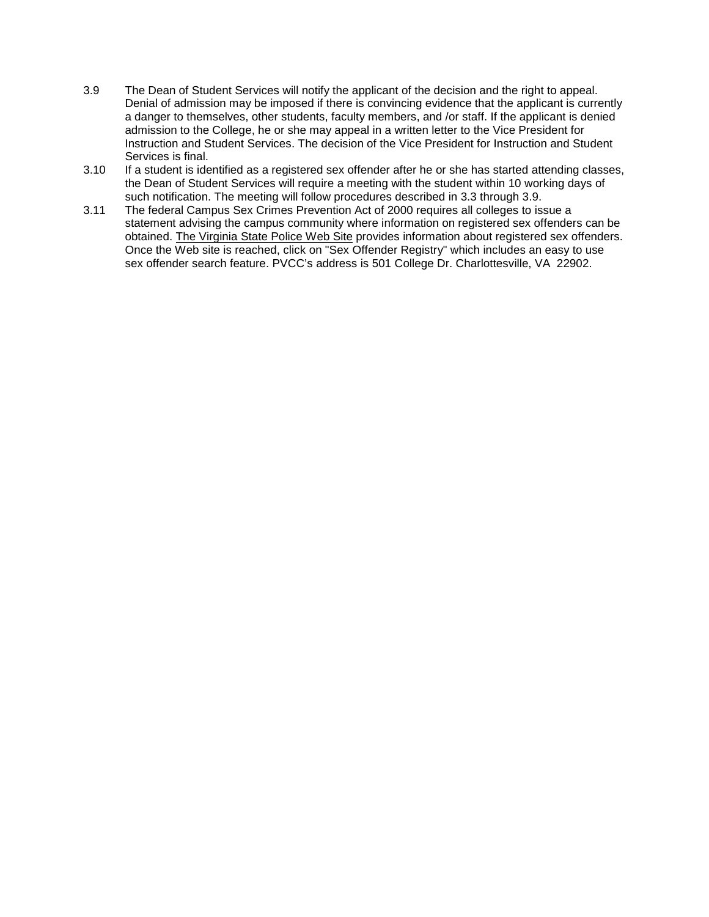3.9 The Dean of Student Services will notify the applicant of the decision and the right to appeal. Denial of admission may be imposed if there is convincing evidence that the applicant is currently a danger to themselves, other students, faculty members, and /or staff. If the applicant is denied admission to the College, he or she may appeal in a written letter to the Vice President for Instruction and Student Services. The decision of the Vice President for Instruction and Student Services is final.

3.10 If a student is identified as a registered sex offender after he or she has started attending classes, the Dean of Student Services will require a meeting with the student within 10 working days of such notification. The meeting will follow procedures described in 3.3 through 3.9.

3.11 The federal Campus Sex Crimes Prevention Act of 2000 requires all colleges to issue a statement advising the campus community where information on registered sex offenders can be obtained. The Virginia State Police Web Site provides information about registered sex offenders. Once the Web site is reached, click on "Sex Offender Registry" which includes an easy to use sex offender search feature. PVCC's address is 501 College Dr. Charlottesville, VA 22902.